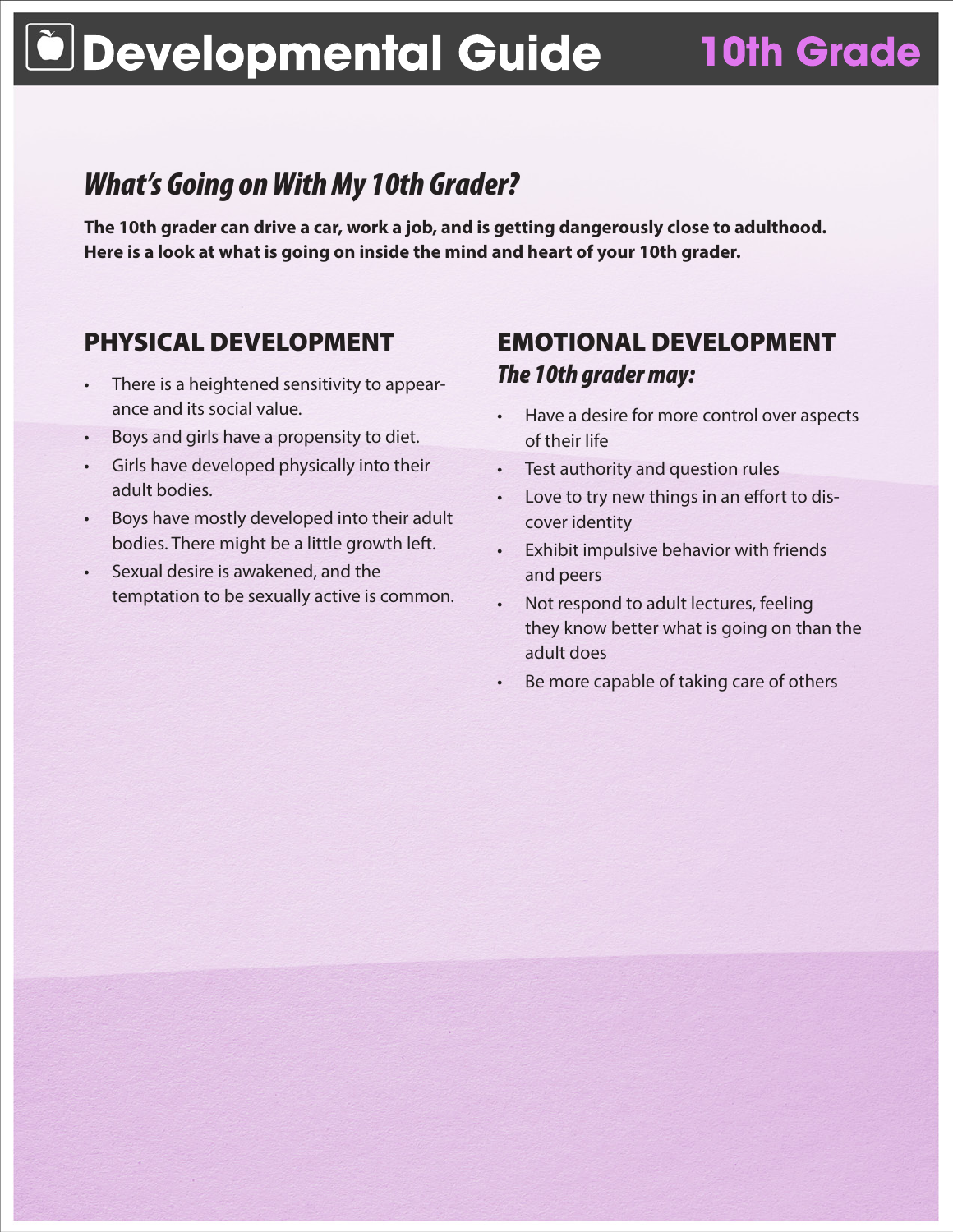# Developmental Guide — 10th Grade

## *What's Going on With My 10th Grader?*

**The 10th grader can drive a car, work a job, and is getting dangerously close to adulthood. Here is a look at what is going on inside the mind and heart of your 10th grader.**

## PHYSICAL DEVELOPMENT

- There is a heightened sensitivity to appearance and its social value.
- Boys and girls have a propensity to diet.
- Girls have developed physically into their adult bodies.
- Boys have mostly developed into their adult bodies. There might be a little growth left.
- Sexual desire is awakened, and the temptation to be sexually active is common.

## EMOTIONAL DEVELOPMENT

### *The 10th grader may:*

- Have a desire for more control over aspects of their life
- Test authority and question rules
- Love to try new things in an effort to discover identity
- Exhibit impulsive behavior with friends and peers
- Not respond to adult lectures, feeling they know better what is going on than the adult does
- Be more capable of taking care of others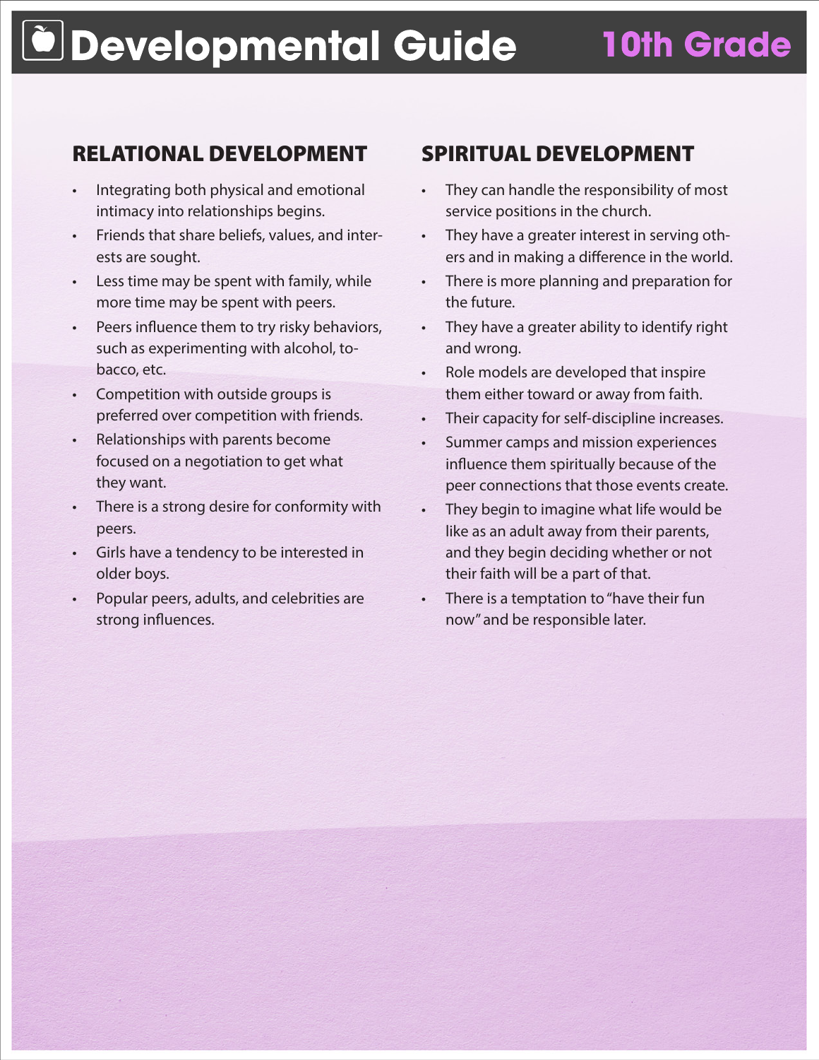# Developmental Guide 10th Grade

## RELATIONAL DEVELOPMENT

- Integrating both physical and emotional intimacy into relationships begins.
- Friends that share beliefs, values, and interests are sought.
- Less time may be spent with family, while more time may be spent with peers.
- Peers influence them to try risky behaviors, such as experimenting with alcohol, tobacco, etc.
- Competition with outside groups is preferred over competition with friends.
- Relationships with parents become focused on a negotiation to get what they want.
- There is a strong desire for conformity with peers.
- Girls have a tendency to be interested in older boys.
- Popular peers, adults, and celebrities are strong influences.

## SPIRITUAL DEVELOPMENT

- They can handle the responsibility of most service positions in the church.
- They have a greater interest in serving others and in making a difference in the world.
- There is more planning and preparation for the future.
- They have a greater ability to identify right and wrong.
- Role models are developed that inspire them either toward or away from faith.
- Their capacity for self-discipline increases.
- Summer camps and mission experiences influence them spiritually because of the peer connections that those events create.
- They begin to imagine what life would be like as an adult away from their parents, and they begin deciding whether or not their faith will be a part of that.
- There is a temptation to "have their fun now" and be responsible later.